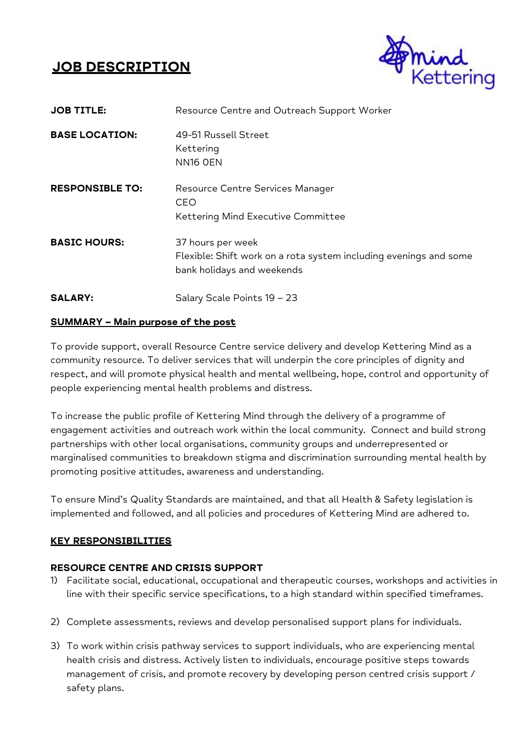# JOB DESCRIPTION

| | |
|---|---|
| **JOB TITLE:** | Resource Centre and Outreach Support Worker |
| **BASE LOCATION:** | 49-51 Russell Street<br>Kettering<br>NN16 0EN |
| **RESPONSIBLE TO:** | Resource Centre Services Manager<br>CEO<br>Kettering Mind Executive Committee |
| **BASIC HOURS:** | 37 hours per week<br>Flexible: Shift work on a rota system including evenings and some bank holidays and weekends |
| **SALARY:** | Salary Scale Points 19 – 23 |

## SUMMARY – Main purpose of the post

To provide support, overall Resource Centre service delivery and develop Kettering Mind as a community resource. To deliver services that will underpin the core principles of dignity and respect, and will promote physical health and mental wellbeing, hope, control and opportunity of people experiencing mental health problems and distress.

To increase the public profile of Kettering Mind through the delivery of a programme of engagement activities and outreach work within the local community. Connect and build strong partnerships with other local organisations, community groups and underrepresented or marginalised communities to breakdown stigma and discrimination surrounding mental health by promoting positive attitudes, awareness and understanding.

To ensure Mind's Quality Standards are maintained, and that all Health & Safety legislation is implemented and followed, and all policies and procedures of Kettering Mind are adhered to.

## KEY RESPONSIBILITIES

### RESOURCE CENTRE AND CRISIS SUPPORT

1) Facilitate social, educational, occupational and therapeutic courses, workshops and activities in line with their specific service specifications, to a high standard within specified timeframes.

2) Complete assessments, reviews and develop personalised support plans for individuals.

3) To work within crisis pathway services to support individuals, who are experiencing mental health crisis and distress. Actively listen to individuals, encourage positive steps towards management of crisis, and promote recovery by developing person centred crisis support / safety plans.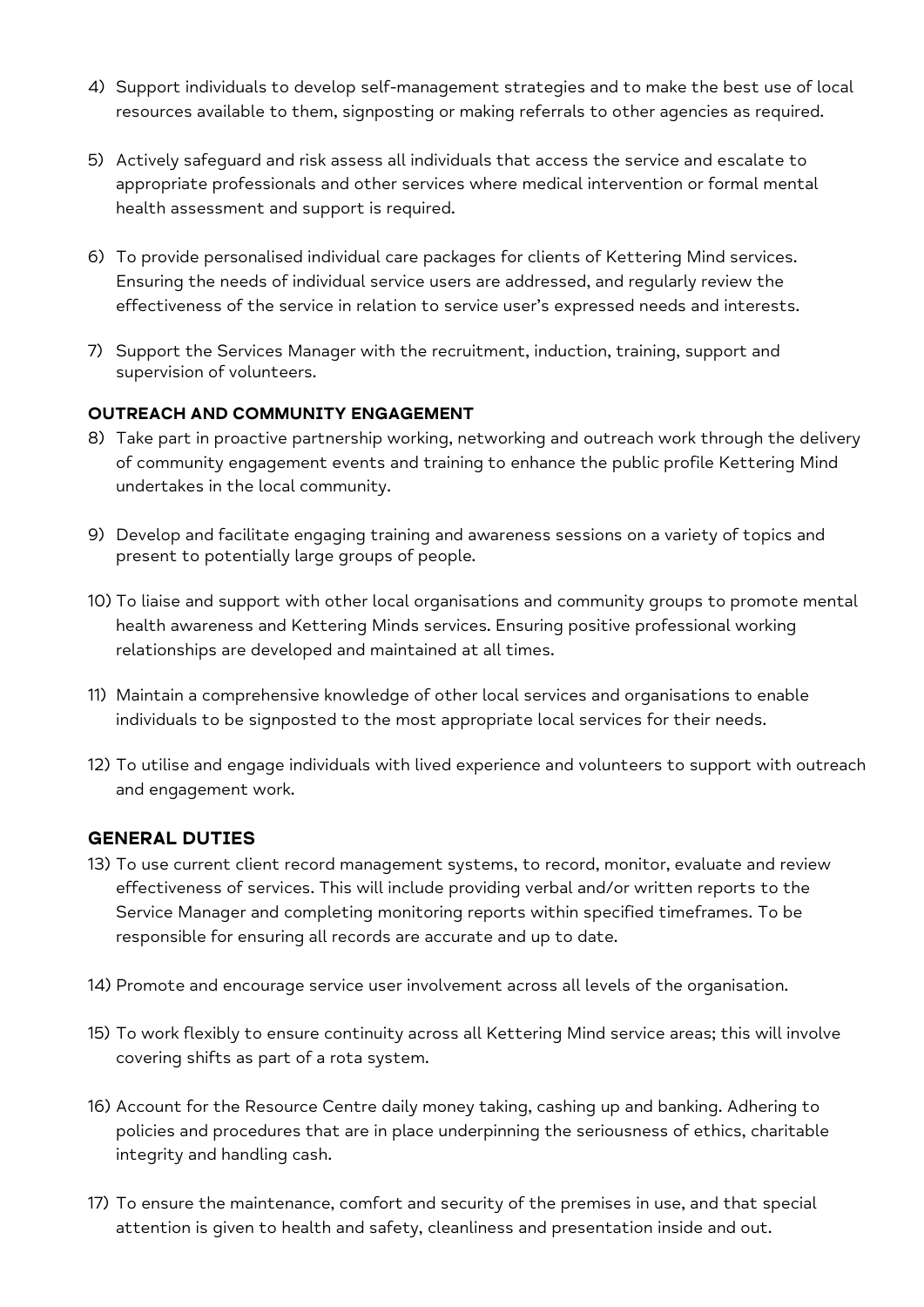4) Support individuals to develop self-management strategies and to make the best use of local resources available to them, signposting or making referrals to other agencies as required.

5) Actively safeguard and risk assess all individuals that access the service and escalate to appropriate professionals and other services where medical intervention or formal mental health assessment and support is required.

6) To provide personalised individual care packages for clients of Kettering Mind services. Ensuring the needs of individual service users are addressed, and regularly review the effectiveness of the service in relation to service user's expressed needs and interests.

7) Support the Services Manager with the recruitment, induction, training, support and supervision of volunteers.

**OUTREACH AND COMMUNITY ENGAGEMENT**

8) Take part in proactive partnership working, networking and outreach work through the delivery of community engagement events and training to enhance the public profile Kettering Mind undertakes in the local community.

9) Develop and facilitate engaging training and awareness sessions on a variety of topics and present to potentially large groups of people.

10) To liaise and support with other local organisations and community groups to promote mental health awareness and Kettering Minds services. Ensuring positive professional working relationships are developed and maintained at all times.

11) Maintain a comprehensive knowledge of other local services and organisations to enable individuals to be signposted to the most appropriate local services for their needs.

12) To utilise and engage individuals with lived experience and volunteers to support with outreach and engagement work.

## GENERAL DUTIES

13) To use current client record management systems, to record, monitor, evaluate and review effectiveness of services. This will include providing verbal and/or written reports to the Service Manager and completing monitoring reports within specified timeframes. To be responsible for ensuring all records are accurate and up to date.

14) Promote and encourage service user involvement across all levels of the organisation.

15) To work flexibly to ensure continuity across all Kettering Mind service areas; this will involve covering shifts as part of a rota system.

16) Account for the Resource Centre daily money taking, cashing up and banking. Adhering to policies and procedures that are in place underpinning the seriousness of ethics, charitable integrity and handling cash.

17) To ensure the maintenance, comfort and security of the premises in use, and that special attention is given to health and safety, cleanliness and presentation inside and out.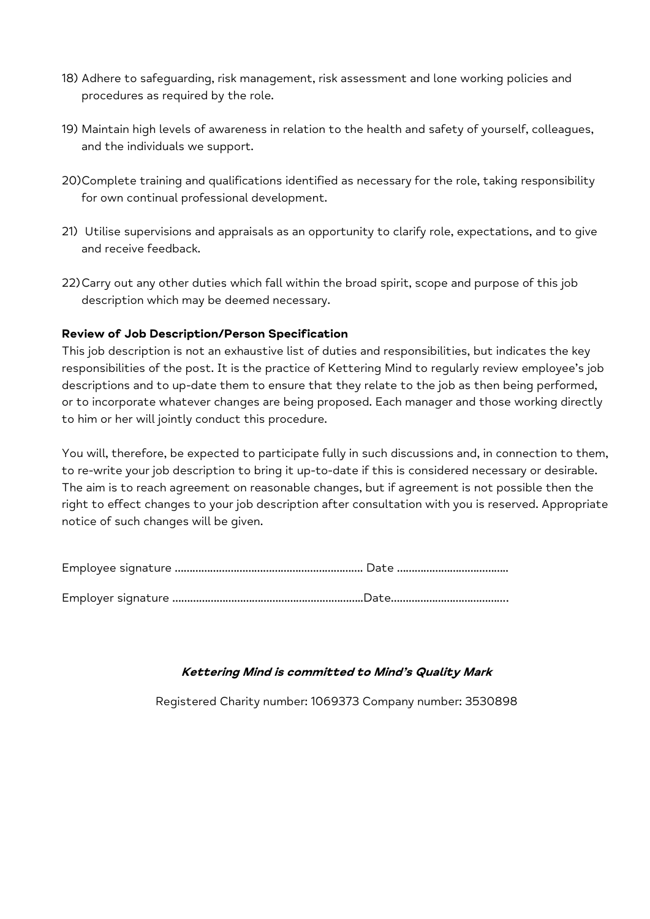18) Adhere to safeguarding, risk management, risk assessment and lone working policies and procedures as required by the role.

19) Maintain high levels of awareness in relation to the health and safety of yourself, colleagues, and the individuals we support.

20) Complete training and qualifications identified as necessary for the role, taking responsibility for own continual professional development.

21) Utilise supervisions and appraisals as an opportunity to clarify role, expectations, and to give and receive feedback.

22) Carry out any other duties which fall within the broad spirit, scope and purpose of this job description which may be deemed necessary.

**Review of Job Description/Person Specification**

This job description is not an exhaustive list of duties and responsibilities, but indicates the key responsibilities of the post. It is the practice of Kettering Mind to regularly review employee's job descriptions and to up-date them to ensure that they relate to the job as then being performed, or to incorporate whatever changes are being proposed. Each manager and those working directly to him or her will jointly conduct this procedure.

You will, therefore, be expected to participate fully in such discussions and, in connection to them, to re-write your job description to bring it up-to-date if this is considered necessary or desirable. The aim is to reach agreement on reasonable changes, but if agreement is not possible then the right to effect changes to your job description after consultation with you is reserved. Appropriate notice of such changes will be given.

Employee signature ................................................................ Date ......................................

Employer signature .................................................................Date.........................................

***Kettering Mind is committed to Mind's Quality Mark***

Registered Charity number: 1069373 Company number: 3530898